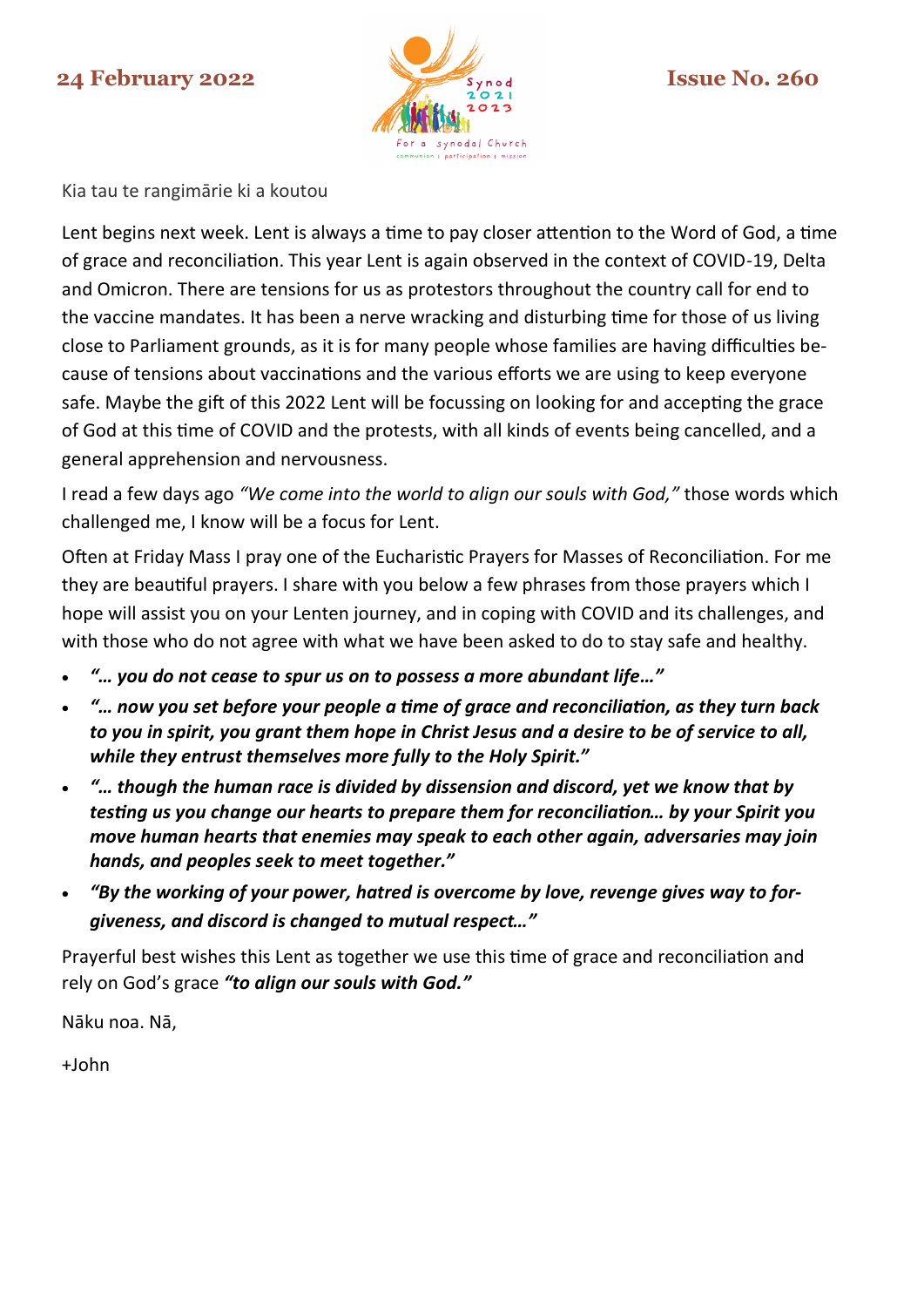**24 February 2022** **Issue No. 260**

Kia tau te rangimārie ki a koutou

Lent begins next week. Lent is always a time to pay closer attention to the Word of God, a time of grace and reconciliation. This year Lent is again observed in the context of COVID-19, Delta and Omicron. There are tensions for us as protestors throughout the country call for end to the vaccine mandates. It has been a nerve wracking and disturbing time for those of us living close to Parliament grounds, as it is for many people whose families are having difficulties because of tensions about vaccinations and the various efforts we are using to keep everyone safe. Maybe the gift of this 2022 Lent will be focussing on looking for and accepting the grace of God at this time of COVID and the protests, with all kinds of events being cancelled, and a general apprehension and nervousness.

I read a few days ago *"We come into the world to align our souls with God,"* those words which challenged me, I know will be a focus for Lent.

Often at Friday Mass I pray one of the Eucharistic Prayers for Masses of Reconciliation. For me they are beautiful prayers. I share with you below a few phrases from those prayers which I hope will assist you on your Lenten journey, and in coping with COVID and its challenges, and with those who do not agree with what we have been asked to do to stay safe and healthy.

- ***"… you do not cease to spur us on to possess a more abundant life…"***
- ***"… now you set before your people a time of grace and reconciliation, as they turn back to you in spirit, you grant them hope in Christ Jesus and a desire to be of service to all, while they entrust themselves more fully to the Holy Spirit."***
- ***"… though the human race is divided by dissension and discord, yet we know that by testing us you change our hearts to prepare them for reconciliation… by your Spirit you move human hearts that enemies may speak to each other again, adversaries may join hands, and peoples seek to meet together."***
- ***"By the working of your power, hatred is overcome by love, revenge gives way to forgiveness, and discord is changed to mutual respect…"***

Prayerful best wishes this Lent as together we use this time of grace and reconciliation and rely on God's grace ***"to align our souls with God."***

Nāku noa. Nā,

+John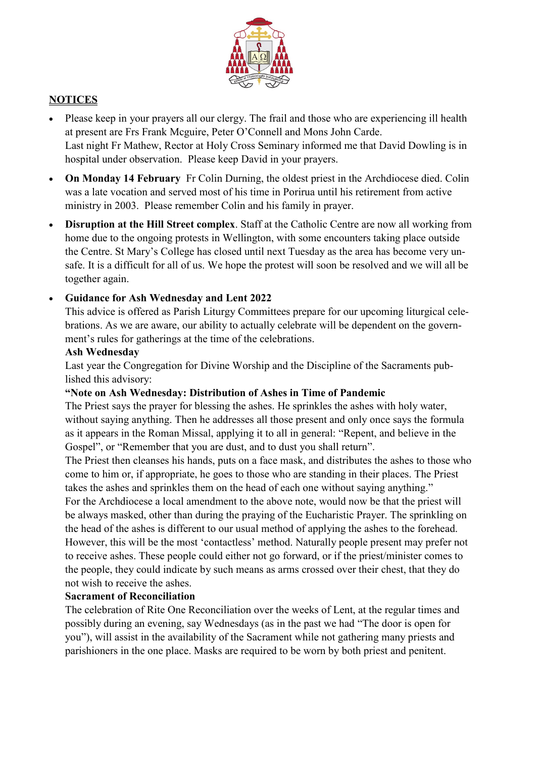## NOTICES

- Please keep in your prayers all our clergy. The frail and those who are experiencing ill health at present are Frs Frank Mcguire, Peter O'Connell and Mons John Carde.
  Last night Fr Mathew, Rector at Holy Cross Seminary informed me that David Dowling is in hospital under observation. Please keep David in your prayers.
- **On Monday 14 February** Fr Colin Durning, the oldest priest in the Archdiocese died. Colin was a late vocation and served most of his time in Porirua until his retirement from active ministry in 2003. Please remember Colin and his family in prayer.
- **Disruption at the Hill Street complex**. Staff at the Catholic Centre are now all working from home due to the ongoing protests in Wellington, with some encounters taking place outside the Centre. St Mary's College has closed until next Tuesday as the area has become very unsafe. It is a difficult for all of us. We hope the protest will soon be resolved and we will all be together again.
- **Guidance for Ash Wednesday and Lent 2022**
  This advice is offered as Parish Liturgy Committees prepare for our upcoming liturgical celebrations. As we are aware, our ability to actually celebrate will be dependent on the government's rules for gatherings at the time of the celebrations.
  **Ash Wednesday**
  Last year the Congregation for Divine Worship and the Discipline of the Sacraments published this advisory:
  **"Note on Ash Wednesday: Distribution of Ashes in Time of Pandemic**
  The Priest says the prayer for blessing the ashes. He sprinkles the ashes with holy water, without saying anything. Then he addresses all those present and only once says the formula as it appears in the Roman Missal, applying it to all in general: "Repent, and believe in the Gospel", or "Remember that you are dust, and to dust you shall return".
  The Priest then cleanses his hands, puts on a face mask, and distributes the ashes to those who come to him or, if appropriate, he goes to those who are standing in their places. The Priest takes the ashes and sprinkles them on the head of each one without saying anything."
  For the Archdiocese a local amendment to the above note, would now be that the priest will be always masked, other than during the praying of the Eucharistic Prayer. The sprinkling on the head of the ashes is different to our usual method of applying the ashes to the forehead. However, this will be the most 'contactless' method. Naturally people present may prefer not to receive ashes. These people could either not go forward, or if the priest/minister comes to the people, they could indicate by such means as arms crossed over their chest, that they do not wish to receive the ashes.
  **Sacrament of Reconciliation**
  The celebration of Rite One Reconciliation over the weeks of Lent, at the regular times and possibly during an evening, say Wednesdays (as in the past we had "The door is open for you"), will assist in the availability of the Sacrament while not gathering many priests and parishioners in the one place. Masks are required to be worn by both priest and penitent.